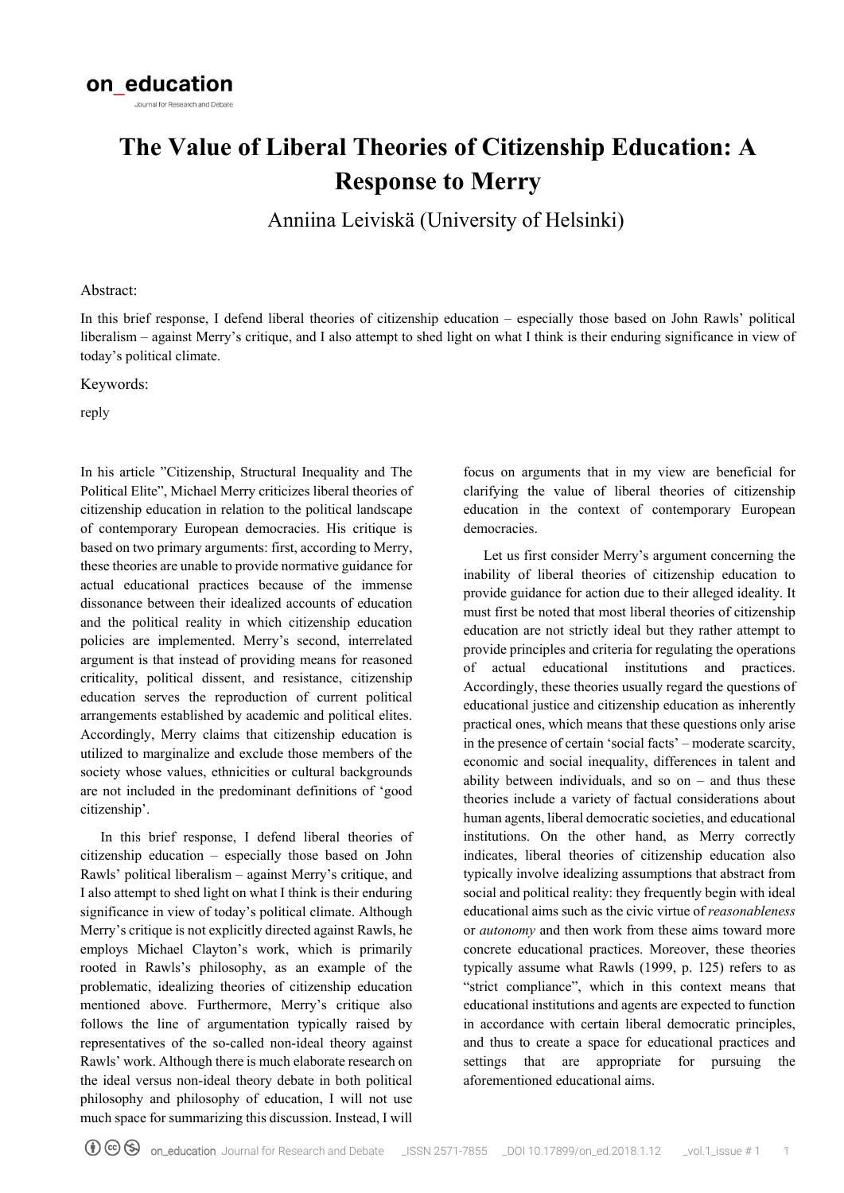on_education

Journal for Research and Debate

# The Value of Liberal Theories of Citizenship Education: A Response to Merry

Anniina Leiviskä (University of Helsinki)

Abstract:

In this brief response, I defend liberal theories of citizenship education – especially those based on John Rawls' political liberalism – against Merry's critique, and I also attempt to shed light on what I think is their enduring significance in view of today's political climate.

Keywords:

reply

In his article "Citizenship, Structural Inequality and The Political Elite", Michael Merry criticizes liberal theories of citizenship education in relation to the political landscape of contemporary European democracies. His critique is based on two primary arguments: first, according to Merry, these theories are unable to provide normative guidance for actual educational practices because of the immense dissonance between their idealized accounts of education and the political reality in which citizenship education policies are implemented. Merry's second, interrelated argument is that instead of providing means for reasoned criticality, political dissent, and resistance, citizenship education serves the reproduction of current political arrangements established by academic and political elites. Accordingly, Merry claims that citizenship education is utilized to marginalize and exclude those members of the society whose values, ethnicities or cultural backgrounds are not included in the predominant definitions of 'good citizenship'.

In this brief response, I defend liberal theories of citizenship education – especially those based on John Rawls' political liberalism – against Merry's critique, and I also attempt to shed light on what I think is their enduring significance in view of today's political climate. Although Merry's critique is not explicitly directed against Rawls, he employs Michael Clayton's work, which is primarily rooted in Rawls's philosophy, as an example of the problematic, idealizing theories of citizenship education mentioned above. Furthermore, Merry's critique also follows the line of argumentation typically raised by representatives of the so-called non-ideal theory against Rawls' work. Although there is much elaborate research on the ideal versus non-ideal theory debate in both political philosophy and philosophy of education, I will not use much space for summarizing this discussion. Instead, I will focus on arguments that in my view are beneficial for clarifying the value of liberal theories of citizenship education in the context of contemporary European democracies.

Let us first consider Merry's argument concerning the inability of liberal theories of citizenship education to provide guidance for action due to their alleged ideality. It must first be noted that most liberal theories of citizenship education are not strictly ideal but they rather attempt to provide principles and criteria for regulating the operations of actual educational institutions and practices. Accordingly, these theories usually regard the questions of educational justice and citizenship education as inherently practical ones, which means that these questions only arise in the presence of certain 'social facts' – moderate scarcity, economic and social inequality, differences in talent and ability between individuals, and so on – and thus these theories include a variety of factual considerations about human agents, liberal democratic societies, and educational institutions. On the other hand, as Merry correctly indicates, liberal theories of citizenship education also typically involve idealizing assumptions that abstract from social and political reality: they frequently begin with ideal educational aims such as the civic virtue of *reasonableness* or *autonomy* and then work from these aims toward more concrete educational practices. Moreover, these theories typically assume what Rawls (1999, p. 125) refers to as "strict compliance", which in this context means that educational institutions and agents are expected to function in accordance with certain liberal democratic principles, and thus to create a space for educational practices and settings that are appropriate for pursuing the aforementioned educational aims.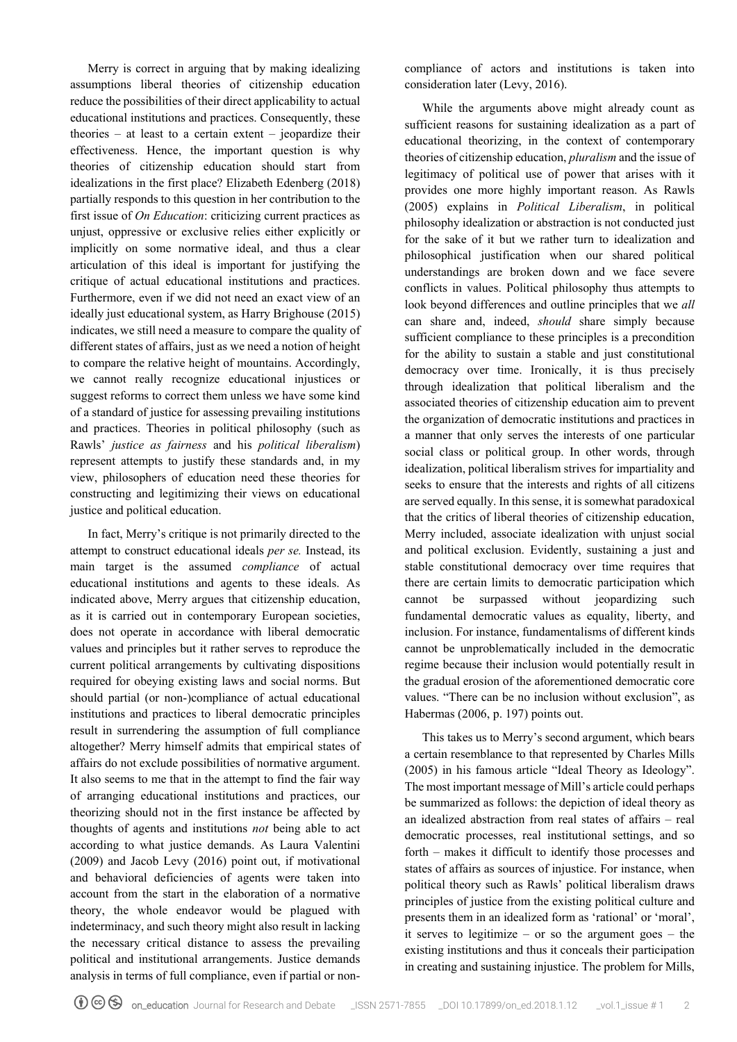Merry is correct in arguing that by making idealizing assumptions liberal theories of citizenship education reduce the possibilities of their direct applicability to actual educational institutions and practices. Consequently, these theories – at least to a certain extent – jeopardize their effectiveness. Hence, the important question is why theories of citizenship education should start from idealizations in the first place? Elizabeth Edenberg (2018) partially responds to this question in her contribution to the first issue of *On Education*: criticizing current practices as unjust, oppressive or exclusive relies either explicitly or implicitly on some normative ideal, and thus a clear articulation of this ideal is important for justifying the critique of actual educational institutions and practices. Furthermore, even if we did not need an exact view of an ideally just educational system, as Harry Brighouse (2015) indicates, we still need a measure to compare the quality of different states of affairs, just as we need a notion of height to compare the relative height of mountains. Accordingly, we cannot really recognize educational injustices or suggest reforms to correct them unless we have some kind of a standard of justice for assessing prevailing institutions and practices. Theories in political philosophy (such as Rawls' *justice as fairness* and his *political liberalism*) represent attempts to justify these standards and, in my view, philosophers of education need these theories for constructing and legitimizing their views on educational justice and political education.

In fact, Merry's critique is not primarily directed to the attempt to construct educational ideals *per se.* Instead, its main target is the assumed *compliance* of actual educational institutions and agents to these ideals. As indicated above, Merry argues that citizenship education, as it is carried out in contemporary European societies, does not operate in accordance with liberal democratic values and principles but it rather serves to reproduce the current political arrangements by cultivating dispositions required for obeying existing laws and social norms. But should partial (or non-)compliance of actual educational institutions and practices to liberal democratic principles result in surrendering the assumption of full compliance altogether? Merry himself admits that empirical states of affairs do not exclude possibilities of normative argument. It also seems to me that in the attempt to find the fair way of arranging educational institutions and practices, our theorizing should not in the first instance be affected by thoughts of agents and institutions *not* being able to act according to what justice demands. As Laura Valentini (2009) and Jacob Levy (2016) point out, if motivational and behavioral deficiencies of agents were taken into account from the start in the elaboration of a normative theory, the whole endeavor would be plagued with indeterminacy, and such theory might also result in lacking the necessary critical distance to assess the prevailing political and institutional arrangements. Justice demands analysis in terms of full compliance, even if partial or non-compliance of actors and institutions is taken into consideration later (Levy, 2016).

While the arguments above might already count as sufficient reasons for sustaining idealization as a part of educational theorizing, in the context of contemporary theories of citizenship education, *pluralism* and the issue of legitimacy of political use of power that arises with it provides one more highly important reason. As Rawls (2005) explains in *Political Liberalism*, in political philosophy idealization or abstraction is not conducted just for the sake of it but we rather turn to idealization and philosophical justification when our shared political understandings are broken down and we face severe conflicts in values. Political philosophy thus attempts to look beyond differences and outline principles that we *all* can share and, indeed, *should* share simply because sufficient compliance to these principles is a precondition for the ability to sustain a stable and just constitutional democracy over time. Ironically, it is thus precisely through idealization that political liberalism and the associated theories of citizenship education aim to prevent the organization of democratic institutions and practices in a manner that only serves the interests of one particular social class or political group. In other words, through idealization, political liberalism strives for impartiality and seeks to ensure that the interests and rights of all citizens are served equally. In this sense, it is somewhat paradoxical that the critics of liberal theories of citizenship education, Merry included, associate idealization with unjust social and political exclusion. Evidently, sustaining a just and stable constitutional democracy over time requires that there are certain limits to democratic participation which cannot be surpassed without jeopardizing such fundamental democratic values as equality, liberty, and inclusion. For instance, fundamentalisms of different kinds cannot be unproblematically included in the democratic regime because their inclusion would potentially result in the gradual erosion of the aforementioned democratic core values. "There can be no inclusion without exclusion", as Habermas (2006, p. 197) points out.

This takes us to Merry's second argument, which bears a certain resemblance to that represented by Charles Mills (2005) in his famous article "Ideal Theory as Ideology". The most important message of Mill's article could perhaps be summarized as follows: the depiction of ideal theory as an idealized abstraction from real states of affairs – real democratic processes, real institutional settings, and so forth – makes it difficult to identify those processes and states of affairs as sources of injustice. For instance, when political theory such as Rawls' political liberalism draws principles of justice from the existing political culture and presents them in an idealized form as 'rational' or 'moral', it serves to legitimize – or so the argument goes – the existing institutions and thus it conceals their participation in creating and sustaining injustice. The problem for Mills,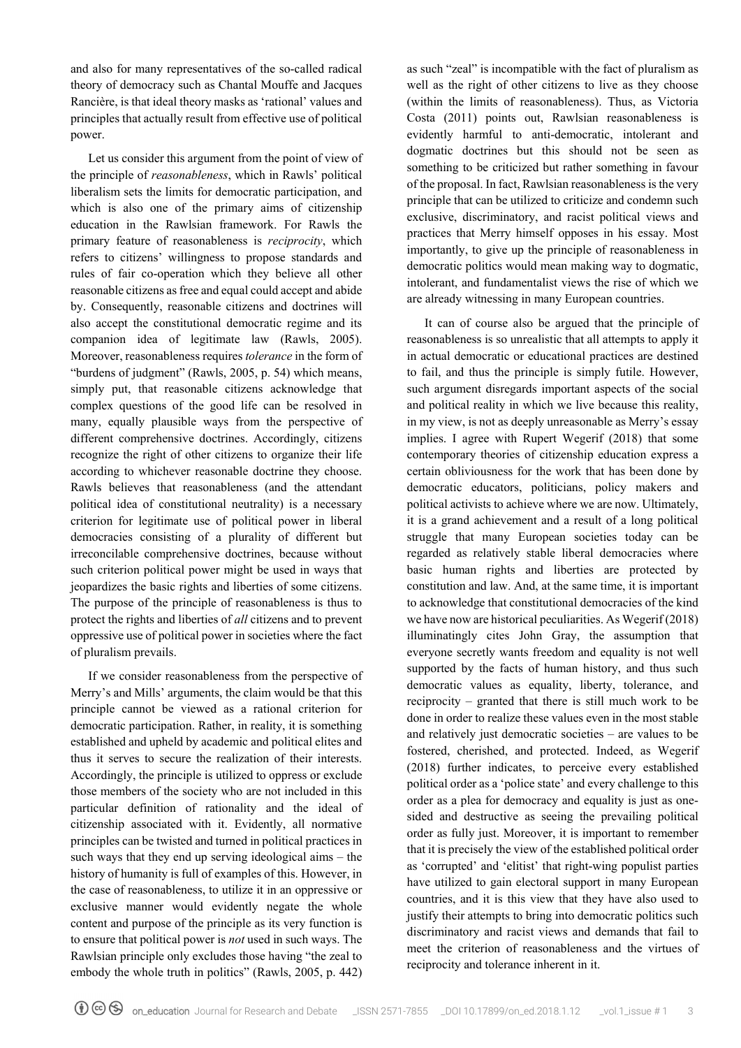and also for many representatives of the so-called radical theory of democracy such as Chantal Mouffe and Jacques Rancière, is that ideal theory masks as 'rational' values and principles that actually result from effective use of political power.

Let us consider this argument from the point of view of the principle of *reasonableness*, which in Rawls' political liberalism sets the limits for democratic participation, and which is also one of the primary aims of citizenship education in the Rawlsian framework. For Rawls the primary feature of reasonableness is *reciprocity*, which refers to citizens' willingness to propose standards and rules of fair co-operation which they believe all other reasonable citizens as free and equal could accept and abide by. Consequently, reasonable citizens and doctrines will also accept the constitutional democratic regime and its companion idea of legitimate law (Rawls, 2005). Moreover, reasonableness requires *tolerance* in the form of "burdens of judgment" (Rawls, 2005, p. 54) which means, simply put, that reasonable citizens acknowledge that complex questions of the good life can be resolved in many, equally plausible ways from the perspective of different comprehensive doctrines. Accordingly, citizens recognize the right of other citizens to organize their life according to whichever reasonable doctrine they choose. Rawls believes that reasonableness (and the attendant political idea of constitutional neutrality) is a necessary criterion for legitimate use of political power in liberal democracies consisting of a plurality of different but irreconcilable comprehensive doctrines, because without such criterion political power might be used in ways that jeopardizes the basic rights and liberties of some citizens. The purpose of the principle of reasonableness is thus to protect the rights and liberties of *all* citizens and to prevent oppressive use of political power in societies where the fact of pluralism prevails.

If we consider reasonableness from the perspective of Merry's and Mills' arguments, the claim would be that this principle cannot be viewed as a rational criterion for democratic participation. Rather, in reality, it is something established and upheld by academic and political elites and thus it serves to secure the realization of their interests. Accordingly, the principle is utilized to oppress or exclude those members of the society who are not included in this particular definition of rationality and the ideal of citizenship associated with it. Evidently, all normative principles can be twisted and turned in political practices in such ways that they end up serving ideological aims – the history of humanity is full of examples of this. However, in the case of reasonableness, to utilize it in an oppressive or exclusive manner would evidently negate the whole content and purpose of the principle as its very function is to ensure that political power is *not* used in such ways. The Rawlsian principle only excludes those having "the zeal to embody the whole truth in politics" (Rawls, 2005, p. 442) as such "zeal" is incompatible with the fact of pluralism as well as the right of other citizens to live as they choose (within the limits of reasonableness). Thus, as Victoria Costa (2011) points out, Rawlsian reasonableness is evidently harmful to anti-democratic, intolerant and dogmatic doctrines but this should not be seen as something to be criticized but rather something in favour of the proposal. In fact, Rawlsian reasonableness is the very principle that can be utilized to criticize and condemn such exclusive, discriminatory, and racist political views and practices that Merry himself opposes in his essay. Most importantly, to give up the principle of reasonableness in democratic politics would mean making way to dogmatic, intolerant, and fundamentalist views the rise of which we are already witnessing in many European countries.

It can of course also be argued that the principle of reasonableness is so unrealistic that all attempts to apply it in actual democratic or educational practices are destined to fail, and thus the principle is simply futile. However, such argument disregards important aspects of the social and political reality in which we live because this reality, in my view, is not as deeply unreasonable as Merry's essay implies. I agree with Rupert Wegerif (2018) that some contemporary theories of citizenship education express a certain obliviousness for the work that has been done by democratic educators, politicians, policy makers and political activists to achieve where we are now. Ultimately, it is a grand achievement and a result of a long political struggle that many European societies today can be regarded as relatively stable liberal democracies where basic human rights and liberties are protected by constitution and law. And, at the same time, it is important to acknowledge that constitutional democracies of the kind we have now are historical peculiarities. As Wegerif (2018) illuminatingly cites John Gray, the assumption that everyone secretly wants freedom and equality is not well supported by the facts of human history, and thus such democratic values as equality, liberty, tolerance, and reciprocity – granted that there is still much work to be done in order to realize these values even in the most stable and relatively just democratic societies – are values to be fostered, cherished, and protected. Indeed, as Wegerif (2018) further indicates, to perceive every established political order as a 'police state' and every challenge to this order as a plea for democracy and equality is just as one-sided and destructive as seeing the prevailing political order as fully just. Moreover, it is important to remember that it is precisely the view of the established political order as 'corrupted' and 'elitist' that right-wing populist parties have utilized to gain electoral support in many European countries, and it is this view that they have also used to justify their attempts to bring into democratic politics such discriminatory and racist views and demands that fail to meet the criterion of reasonableness and the virtues of reciprocity and tolerance inherent in it.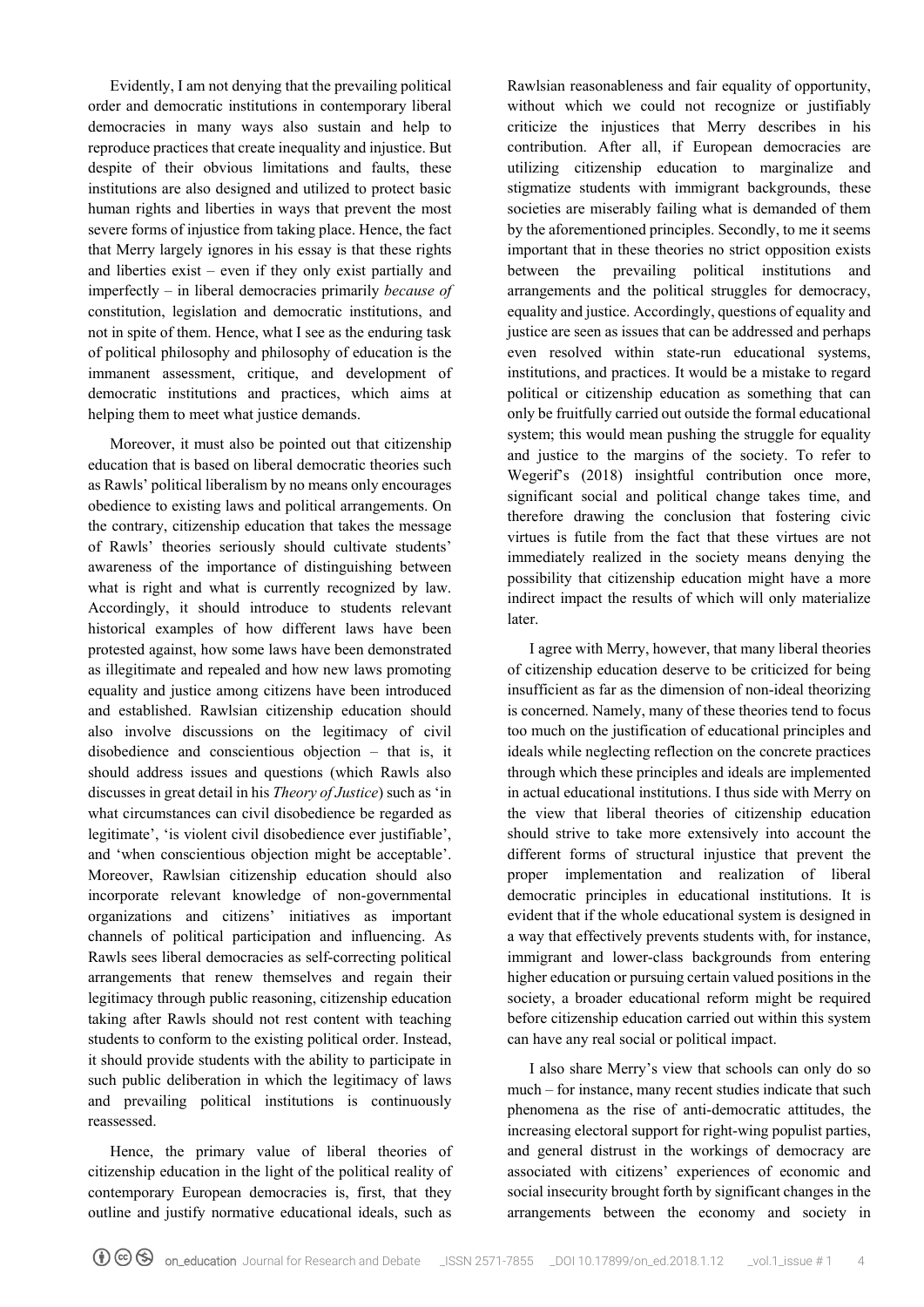Evidently, I am not denying that the prevailing political order and democratic institutions in contemporary liberal democracies in many ways also sustain and help to reproduce practices that create inequality and injustice. But despite of their obvious limitations and faults, these institutions are also designed and utilized to protect basic human rights and liberties in ways that prevent the most severe forms of injustice from taking place. Hence, the fact that Merry largely ignores in his essay is that these rights and liberties exist – even if they only exist partially and imperfectly – in liberal democracies primarily *because of* constitution, legislation and democratic institutions, and not in spite of them. Hence, what I see as the enduring task of political philosophy and philosophy of education is the immanent assessment, critique, and development of democratic institutions and practices, which aims at helping them to meet what justice demands.

Moreover, it must also be pointed out that citizenship education that is based on liberal democratic theories such as Rawls' political liberalism by no means only encourages obedience to existing laws and political arrangements. On the contrary, citizenship education that takes the message of Rawls' theories seriously should cultivate students' awareness of the importance of distinguishing between what is right and what is currently recognized by law. Accordingly, it should introduce to students relevant historical examples of how different laws have been protested against, how some laws have been demonstrated as illegitimate and repealed and how new laws promoting equality and justice among citizens have been introduced and established. Rawlsian citizenship education should also involve discussions on the legitimacy of civil disobedience and conscientious objection – that is, it should address issues and questions (which Rawls also discusses in great detail in his *Theory of Justice*) such as 'in what circumstances can civil disobedience be regarded as legitimate', 'is violent civil disobedience ever justifiable', and 'when conscientious objection might be acceptable'. Moreover, Rawlsian citizenship education should also incorporate relevant knowledge of non-governmental organizations and citizens' initiatives as important channels of political participation and influencing. As Rawls sees liberal democracies as self-correcting political arrangements that renew themselves and regain their legitimacy through public reasoning, citizenship education taking after Rawls should not rest content with teaching students to conform to the existing political order. Instead, it should provide students with the ability to participate in such public deliberation in which the legitimacy of laws and prevailing political institutions is continuously reassessed.

Hence, the primary value of liberal theories of citizenship education in the light of the political reality of contemporary European democracies is, first, that they outline and justify normative educational ideals, such as Rawlsian reasonableness and fair equality of opportunity, without which we could not recognize or justifiably criticize the injustices that Merry describes in his contribution. After all, if European democracies are utilizing citizenship education to marginalize and stigmatize students with immigrant backgrounds, these societies are miserably failing what is demanded of them by the aforementioned principles. Secondly, to me it seems important that in these theories no strict opposition exists between the prevailing political institutions and arrangements and the political struggles for democracy, equality and justice. Accordingly, questions of equality and justice are seen as issues that can be addressed and perhaps even resolved within state-run educational systems, institutions, and practices. It would be a mistake to regard political or citizenship education as something that can only be fruitfully carried out outside the formal educational system; this would mean pushing the struggle for equality and justice to the margins of the society. To refer to Wegerif's (2018) insightful contribution once more, significant social and political change takes time, and therefore drawing the conclusion that fostering civic virtues is futile from the fact that these virtues are not immediately realized in the society means denying the possibility that citizenship education might have a more indirect impact the results of which will only materialize later.

I agree with Merry, however, that many liberal theories of citizenship education deserve to be criticized for being insufficient as far as the dimension of non-ideal theorizing is concerned. Namely, many of these theories tend to focus too much on the justification of educational principles and ideals while neglecting reflection on the concrete practices through which these principles and ideals are implemented in actual educational institutions. I thus side with Merry on the view that liberal theories of citizenship education should strive to take more extensively into account the different forms of structural injustice that prevent the proper implementation and realization of liberal democratic principles in educational institutions. It is evident that if the whole educational system is designed in a way that effectively prevents students with, for instance, immigrant and lower-class backgrounds from entering higher education or pursuing certain valued positions in the society, a broader educational reform might be required before citizenship education carried out within this system can have any real social or political impact.

I also share Merry's view that schools can only do so much – for instance, many recent studies indicate that such phenomena as the rise of anti-democratic attitudes, the increasing electoral support for right-wing populist parties, and general distrust in the workings of democracy are associated with citizens' experiences of economic and social insecurity brought forth by significant changes in the arrangements between the economy and society in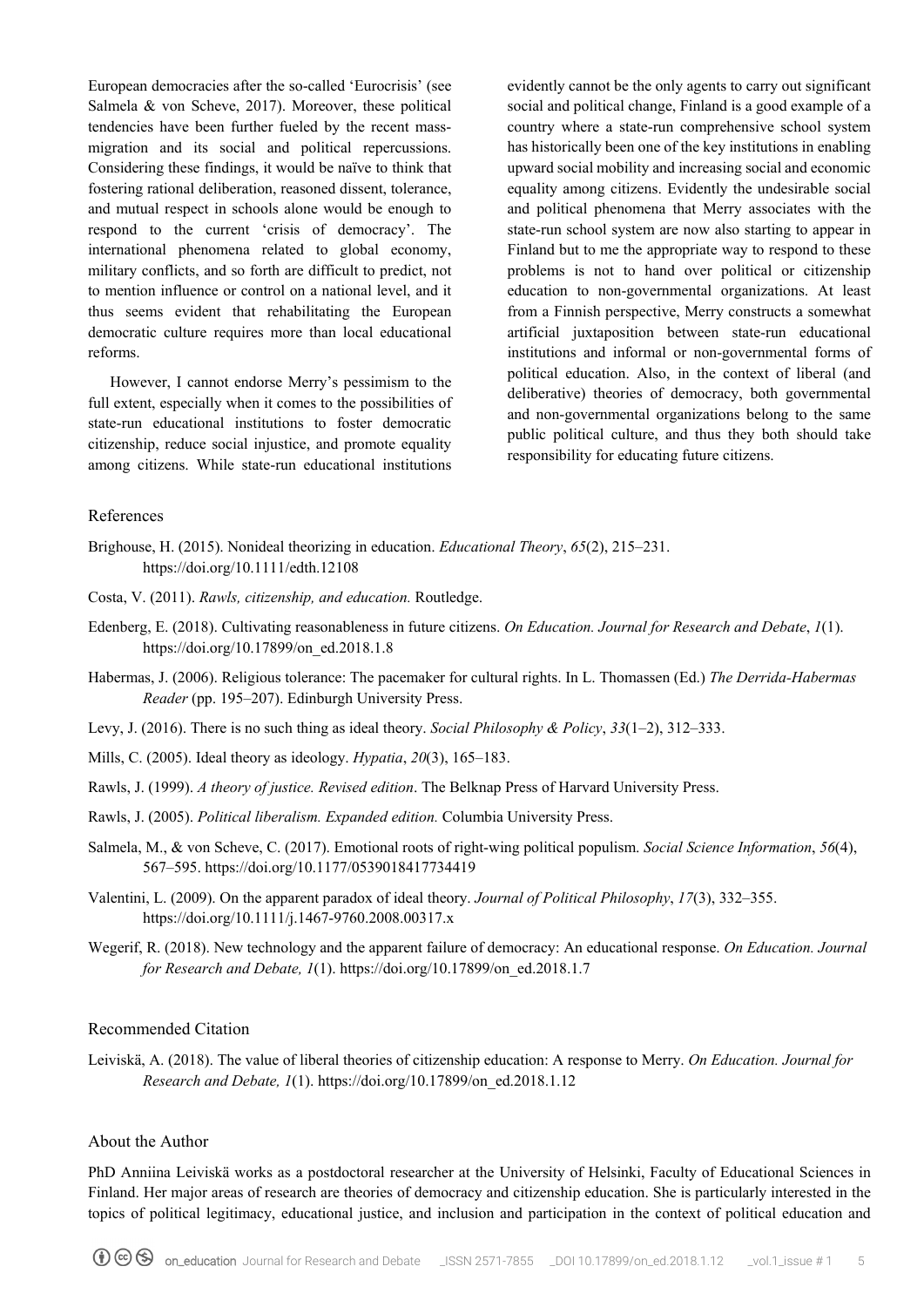European democracies after the so-called 'Eurocrisis' (see Salmela & von Scheve, 2017). Moreover, these political tendencies have been further fueled by the recent mass-migration and its social and political repercussions. Considering these findings, it would be naïve to think that fostering rational deliberation, reasoned dissent, tolerance, and mutual respect in schools alone would be enough to respond to the current 'crisis of democracy'. The international phenomena related to global economy, military conflicts, and so forth are difficult to predict, not to mention influence or control on a national level, and it thus seems evident that rehabilitating the European democratic culture requires more than local educational reforms.

However, I cannot endorse Merry's pessimism to the full extent, especially when it comes to the possibilities of state-run educational institutions to foster democratic citizenship, reduce social injustice, and promote equality among citizens. While state-run educational institutions evidently cannot be the only agents to carry out significant social and political change, Finland is a good example of a country where a state-run comprehensive school system has historically been one of the key institutions in enabling upward social mobility and increasing social and economic equality among citizens. Evidently the undesirable social and political phenomena that Merry associates with the state-run school system are now also starting to appear in Finland but to me the appropriate way to respond to these problems is not to hand over political or citizenship education to non-governmental organizations. At least from a Finnish perspective, Merry constructs a somewhat artificial juxtaposition between state-run educational institutions and informal or non-governmental forms of political education. Also, in the context of liberal (and deliberative) theories of democracy, both governmental and non-governmental organizations belong to the same public political culture, and thus they both should take responsibility for educating future citizens.

## References

Brighouse, H. (2015). Nonideal theorizing in education. *Educational Theory*, *65*(2), 215–231. https://doi.org/10.1111/edth.12108

Costa, V. (2011). *Rawls, citizenship, and education.* Routledge.

Edenberg, E. (2018). Cultivating reasonableness in future citizens. *On Education. Journal for Research and Debate*, *1*(1). https://doi.org/10.17899/on_ed.2018.1.8

Habermas, J. (2006). Religious tolerance: The pacemaker for cultural rights. In L. Thomassen (Ed.) *The Derrida-Habermas Reader* (pp. 195–207). Edinburgh University Press.

Levy, J. (2016). There is no such thing as ideal theory. *Social Philosophy & Policy*, *33*(1–2), 312–333.

Mills, C. (2005). Ideal theory as ideology. *Hypatia*, *20*(3), 165–183.

Rawls, J. (1999). *A theory of justice. Revised edition*. The Belknap Press of Harvard University Press.

Rawls, J. (2005). *Political liberalism. Expanded edition.* Columbia University Press.

Salmela, M., & von Scheve, C. (2017). Emotional roots of right-wing political populism. *Social Science Information*, *56*(4), 567–595. https://doi.org/10.1177/0539018417734419

Valentini, L. (2009). On the apparent paradox of ideal theory. *Journal of Political Philosophy*, *17*(3), 332–355. https://doi.org/10.1111/j.1467-9760.2008.00317.x

Wegerif, R. (2018). New technology and the apparent failure of democracy: An educational response. *On Education. Journal for Research and Debate, 1*(1). https://doi.org/10.17899/on_ed.2018.1.7

## Recommended Citation

Leiviskä, A. (2018). The value of liberal theories of citizenship education: A response to Merry. *On Education. Journal for Research and Debate, 1*(1). https://doi.org/10.17899/on_ed.2018.1.12

## About the Author

PhD Anniina Leiviskä works as a postdoctoral researcher at the University of Helsinki, Faculty of Educational Sciences in Finland. Her major areas of research are theories of democracy and citizenship education. She is particularly interested in the topics of political legitimacy, educational justice, and inclusion and participation in the context of political education and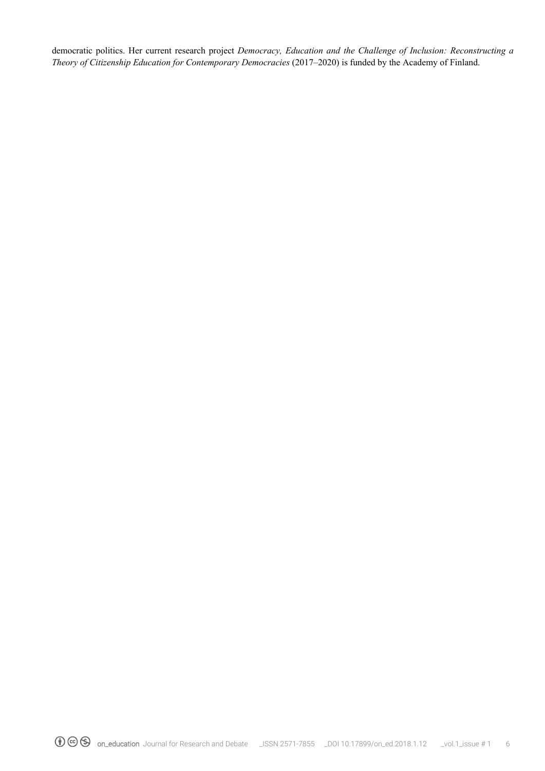democratic politics. Her current research project *Democracy, Education and the Challenge of Inclusion: Reconstructing a Theory of Citizenship Education for Contemporary Democracies* (2017–2020) is funded by the Academy of Finland.